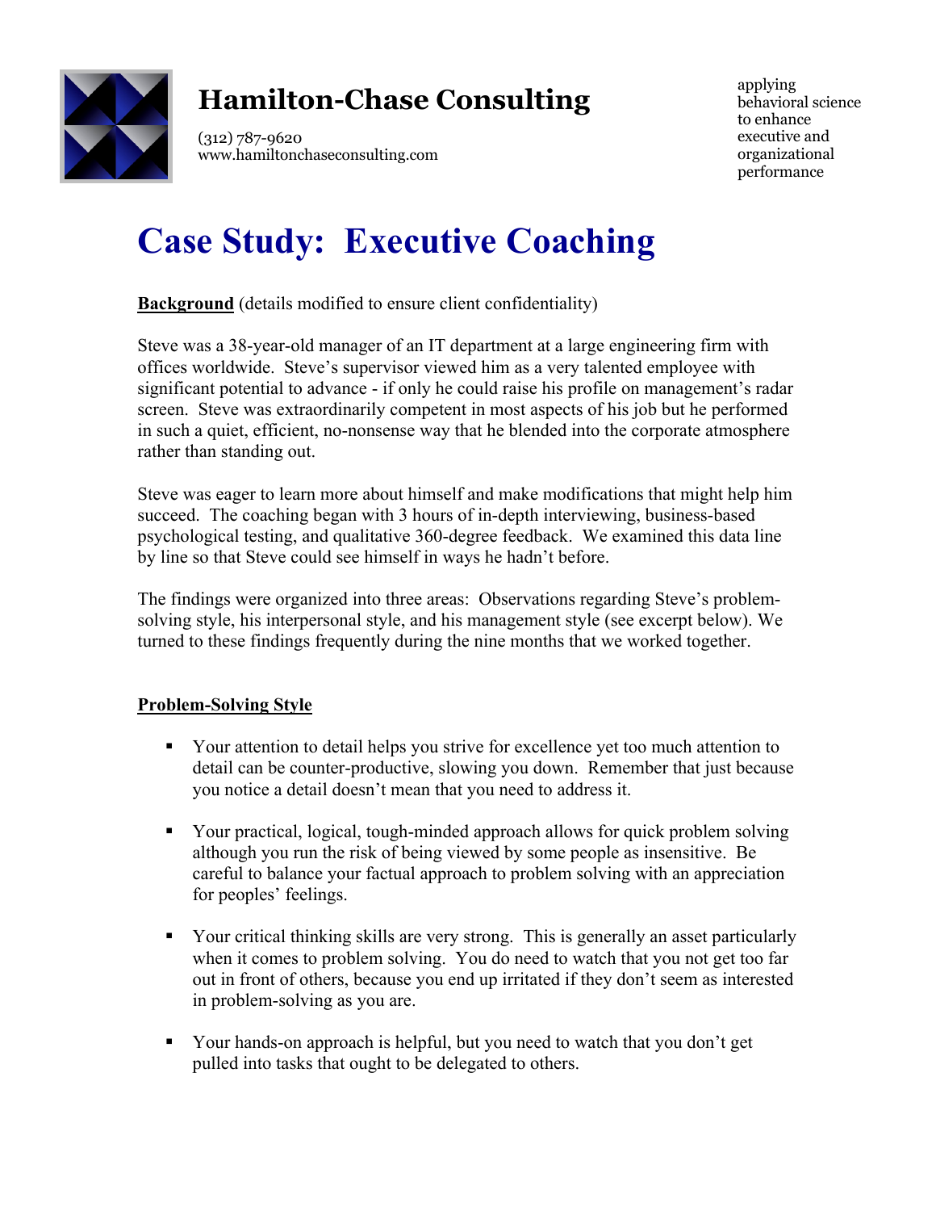# Hamilton-Chase Consulting

(312) 787-9620
www.hamiltonchaseconsulting.com

applying behavioral science to enhance executive and organizational performance

# Case Study: Executive Coaching

**Background** (details modified to ensure client confidentiality)

Steve was a 38-year-old manager of an IT department at a large engineering firm with offices worldwide. Steve's supervisor viewed him as a very talented employee with significant potential to advance - if only he could raise his profile on management's radar screen. Steve was extraordinarily competent in most aspects of his job but he performed in such a quiet, efficient, no-nonsense way that he blended into the corporate atmosphere rather than standing out.

Steve was eager to learn more about himself and make modifications that might help him succeed. The coaching began with 3 hours of in-depth interviewing, business-based psychological testing, and qualitative 360-degree feedback. We examined this data line by line so that Steve could see himself in ways he hadn't before.

The findings were organized into three areas: Observations regarding Steve's problem-solving style, his interpersonal style, and his management style (see excerpt below). We turned to these findings frequently during the nine months that we worked together.

**Problem-Solving Style**

- Your attention to detail helps you strive for excellence yet too much attention to detail can be counter-productive, slowing you down. Remember that just because you notice a detail doesn't mean that you need to address it.
- Your practical, logical, tough-minded approach allows for quick problem solving although you run the risk of being viewed by some people as insensitive. Be careful to balance your factual approach to problem solving with an appreciation for peoples' feelings.
- Your critical thinking skills are very strong. This is generally an asset particularly when it comes to problem solving. You do need to watch that you not get too far out in front of others, because you end up irritated if they don't seem as interested in problem-solving as you are.
- Your hands-on approach is helpful, but you need to watch that you don't get pulled into tasks that ought to be delegated to others.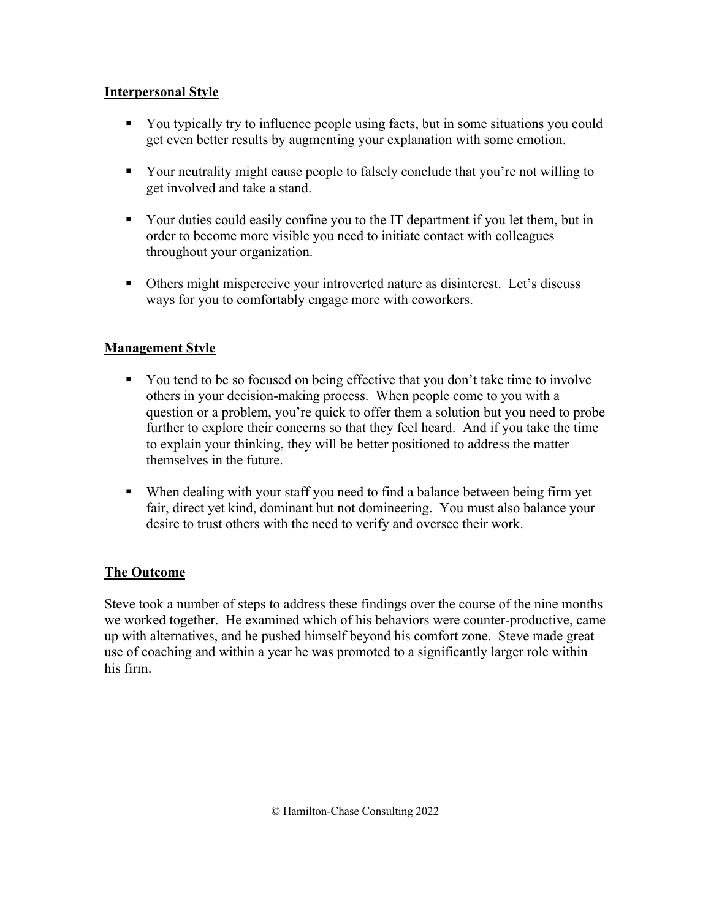## Interpersonal Style

- You typically try to influence people using facts, but in some situations you could get even better results by augmenting your explanation with some emotion.

- Your neutrality might cause people to falsely conclude that you're not willing to get involved and take a stand.

- Your duties could easily confine you to the IT department if you let them, but in order to become more visible you need to initiate contact with colleagues throughout your organization.

- Others might misperceive your introverted nature as disinterest. Let's discuss ways for you to comfortably engage more with coworkers.

## Management Style

- You tend to be so focused on being effective that you don't take time to involve others in your decision-making process. When people come to you with a question or a problem, you're quick to offer them a solution but you need to probe further to explore their concerns so that they feel heard. And if you take the time to explain your thinking, they will be better positioned to address the matter themselves in the future.

- When dealing with your staff you need to find a balance between being firm yet fair, direct yet kind, dominant but not domineering. You must also balance your desire to trust others with the need to verify and oversee their work.

## The Outcome

Steve took a number of steps to address these findings over the course of the nine months we worked together. He examined which of his behaviors were counter-productive, came up with alternatives, and he pushed himself beyond his comfort zone. Steve made great use of coaching and within a year he was promoted to a significantly larger role within his firm.

© Hamilton-Chase Consulting 2022